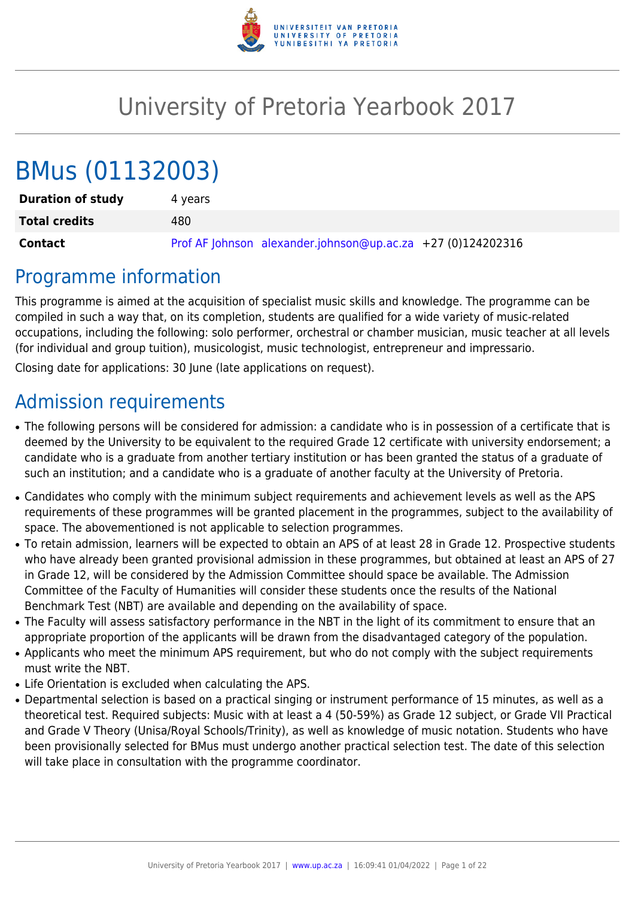# University of Pretoria Yearbook 2017

# BMus (01132003)

| | |
|---|---|
| **Duration of study** | 4 years |
| **Total credits** | 480 |
| **Contact** | Prof AF Johnson alexander.johnson@up.ac.za +27 (0)124202316 |

## Programme information

This programme is aimed at the acquisition of specialist music skills and knowledge. The programme can be compiled in such a way that, on its completion, students are qualified for a wide variety of music-related occupations, including the following: solo performer, orchestral or chamber musician, music teacher at all levels (for individual and group tuition), musicologist, music technologist, entrepreneur and impressario.

Closing date for applications: 30 June (late applications on request).

## Admission requirements

- The following persons will be considered for admission: a candidate who is in possession of a certificate that is deemed by the University to be equivalent to the required Grade 12 certificate with university endorsement; a candidate who is a graduate from another tertiary institution or has been granted the status of a graduate of such an institution; and a candidate who is a graduate of another faculty at the University of Pretoria.
- Candidates who comply with the minimum subject requirements and achievement levels as well as the APS requirements of these programmes will be granted placement in the programmes, subject to the availability of space. The abovementioned is not applicable to selection programmes.
- To retain admission, learners will be expected to obtain an APS of at least 28 in Grade 12. Prospective students who have already been granted provisional admission in these programmes, but obtained at least an APS of 27 in Grade 12, will be considered by the Admission Committee should space be available. The Admission Committee of the Faculty of Humanities will consider these students once the results of the National Benchmark Test (NBT) are available and depending on the availability of space.
- The Faculty will assess satisfactory performance in the NBT in the light of its commitment to ensure that an appropriate proportion of the applicants will be drawn from the disadvantaged category of the population.
- Applicants who meet the minimum APS requirement, but who do not comply with the subject requirements must write the NBT.
- Life Orientation is excluded when calculating the APS.
- Departmental selection is based on a practical singing or instrument performance of 15 minutes, as well as a theoretical test. Required subjects: Music with at least a 4 (50-59%) as Grade 12 subject, or Grade VII Practical and Grade V Theory (Unisa/Royal Schools/Trinity), as well as knowledge of music notation. Students who have been provisionally selected for BMus must undergo another practical selection test. The date of this selection will take place in consultation with the programme coordinator.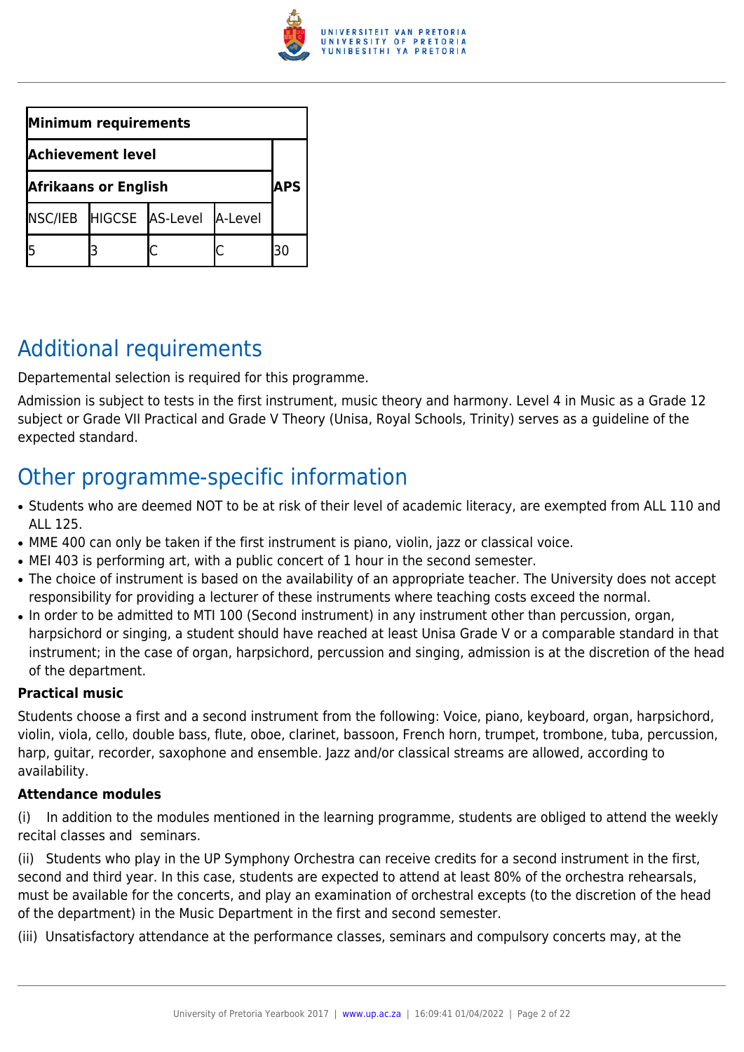| Minimum requirements | | | | |
|---|---|---|---|---|
| Achievement level | | | | APS |
| Afrikaans or English | | | | |
| NSC/IEB | HIGCSE | AS-Level | A-Level | |
| 5 | 3 | C | C | 30 |

## Additional requirements

Departemental selection is required for this programme.

Admission is subject to tests in the first instrument, music theory and harmony. Level 4 in Music as a Grade 12 subject or Grade VII Practical and Grade V Theory (Unisa, Royal Schools, Trinity) serves as a guideline of the expected standard.

## Other programme-specific information

- Students who are deemed NOT to be at risk of their level of academic literacy, are exempted from ALL 110 and ALL 125.
- MME 400 can only be taken if the first instrument is piano, violin, jazz or classical voice.
- MEI 403 is performing art, with a public concert of 1 hour in the second semester.
- The choice of instrument is based on the availability of an appropriate teacher. The University does not accept responsibility for providing a lecturer of these instruments where teaching costs exceed the normal.
- In order to be admitted to MTI 100 (Second instrument) in any instrument other than percussion, organ, harpsichord or singing, a student should have reached at least Unisa Grade V or a comparable standard in that instrument; in the case of organ, harpsichord, percussion and singing, admission is at the discretion of the head of the department.

**Practical music**

Students choose a first and a second instrument from the following: Voice, piano, keyboard, organ, harpsichord, violin, viola, cello, double bass, flute, oboe, clarinet, bassoon, French horn, trumpet, trombone, tuba, percussion, harp, guitar, recorder, saxophone and ensemble. Jazz and/or classical streams are allowed, according to availability.

**Attendance modules**

(i) In addition to the modules mentioned in the learning programme, students are obliged to attend the weekly recital classes and seminars.

(ii) Students who play in the UP Symphony Orchestra can receive credits for a second instrument in the first, second and third year. In this case, students are expected to attend at least 80% of the orchestra rehearsals, must be available for the concerts, and play an examination of orchestral excepts (to the discretion of the head of the department) in the Music Department in the first and second semester.

(iii) Unsatisfactory attendance at the performance classes, seminars and compulsory concerts may, at the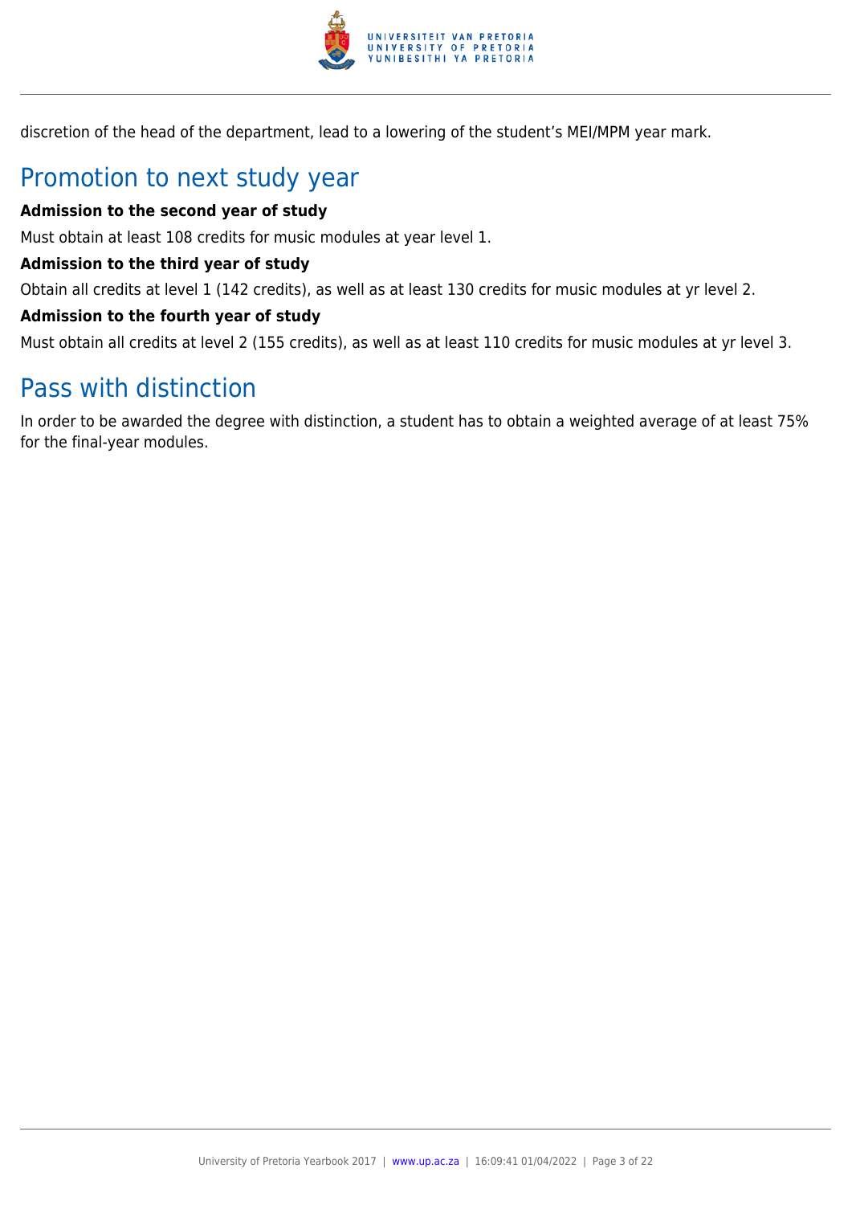discretion of the head of the department, lead to a lowering of the student's MEI/MPM year mark.

## Promotion to next study year

**Admission to the second year of study**

Must obtain at least 108 credits for music modules at year level 1.

**Admission to the third year of study**

Obtain all credits at level 1 (142 credits), as well as at least 130 credits for music modules at yr level 2.

**Admission to the fourth year of study**

Must obtain all credits at level 2 (155 credits), as well as at least 110 credits for music modules at yr level 3.

## Pass with distinction

In order to be awarded the degree with distinction, a student has to obtain a weighted average of at least 75% for the final-year modules.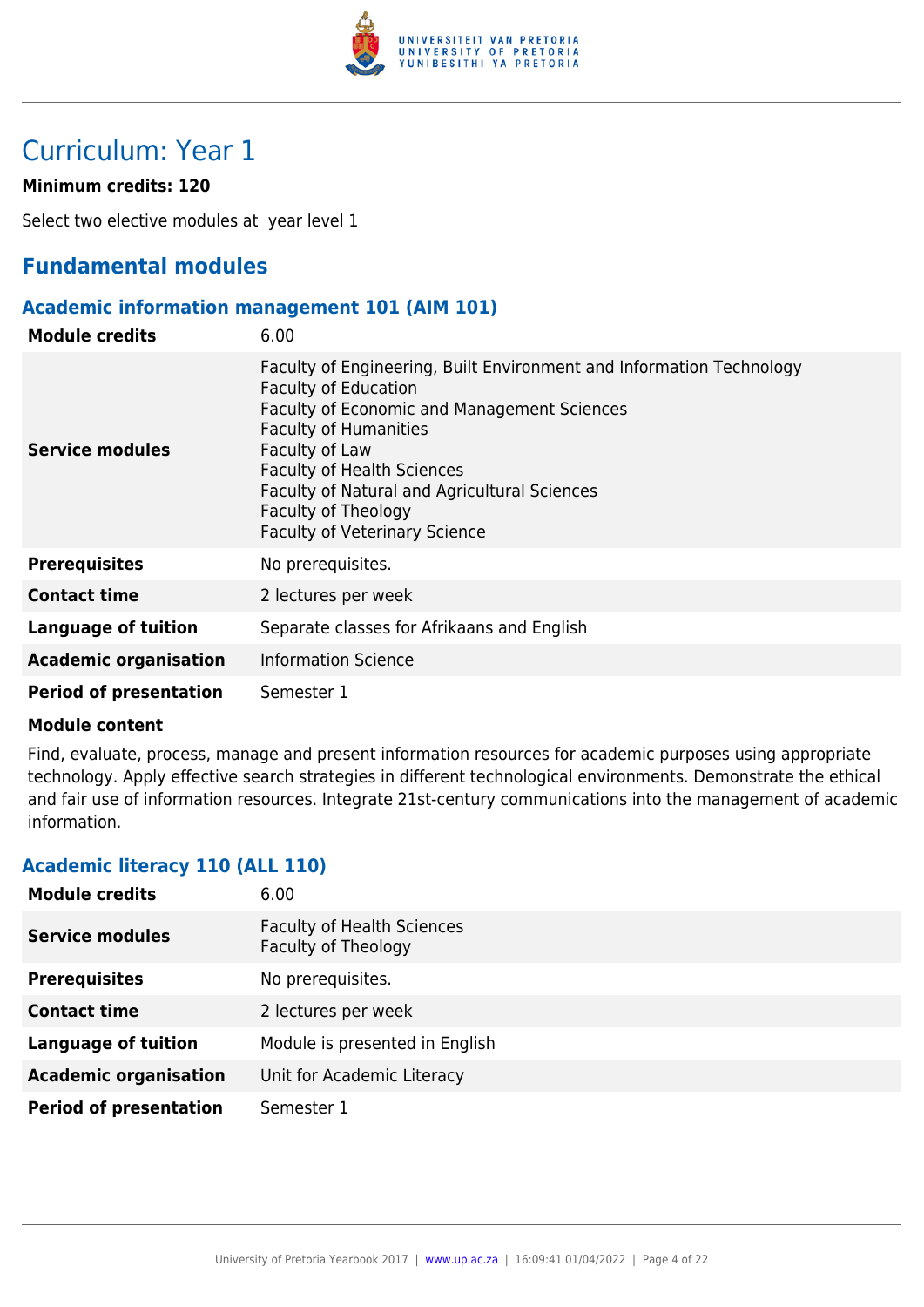# Curriculum: Year 1

**Minimum credits: 120**

Select two elective modules at  year level 1

## Fundamental modules

### Academic information management 101 (AIM 101)

| | |
|---|---|
| **Module credits** | 6.00 |
| **Service modules** | Faculty of Engineering, Built Environment and Information Technology<br>Faculty of Education<br>Faculty of Economic and Management Sciences<br>Faculty of Humanities<br>Faculty of Law<br>Faculty of Health Sciences<br>Faculty of Natural and Agricultural Sciences<br>Faculty of Theology<br>Faculty of Veterinary Science |
| **Prerequisites** | No prerequisites. |
| **Contact time** | 2 lectures per week |
| **Language of tuition** | Separate classes for Afrikaans and English |
| **Academic organisation** | Information Science |
| **Period of presentation** | Semester 1 |

**Module content**

Find, evaluate, process, manage and present information resources for academic purposes using appropriate technology. Apply effective search strategies in different technological environments. Demonstrate the ethical and fair use of information resources. Integrate 21st-century communications into the management of academic information.

### Academic literacy 110 (ALL 110)

| | |
|---|---|
| **Module credits** | 6.00 |
| **Service modules** | Faculty of Health Sciences<br>Faculty of Theology |
| **Prerequisites** | No prerequisites. |
| **Contact time** | 2 lectures per week |
| **Language of tuition** | Module is presented in English |
| **Academic organisation** | Unit for Academic Literacy |
| **Period of presentation** | Semester 1 |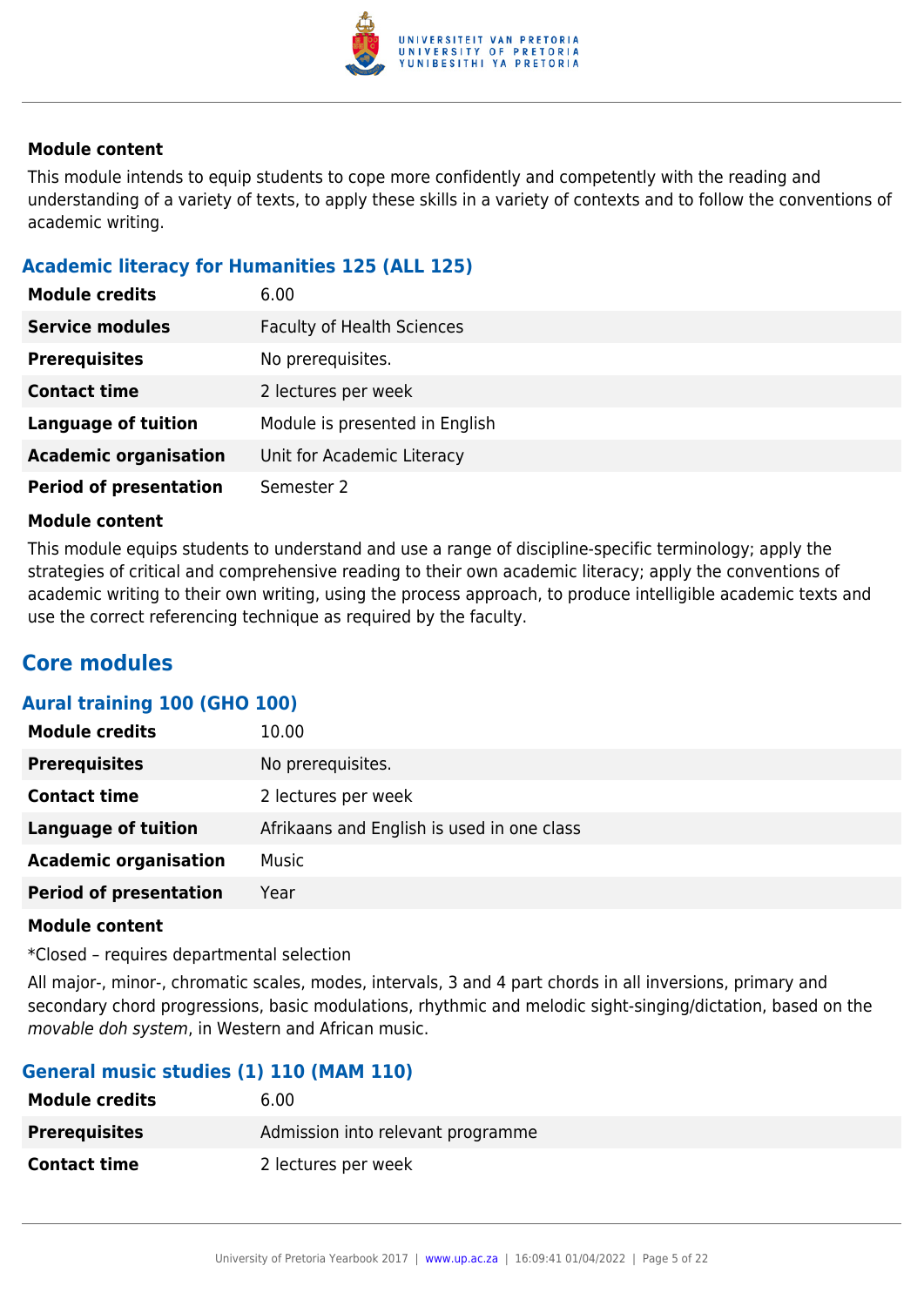#### Module content

This module intends to equip students to cope more confidently and competently with the reading and understanding of a variety of texts, to apply these skills in a variety of contexts and to follow the conventions of academic writing.

### Academic literacy for Humanities 125 (ALL 125)

| | |
|---|---|
| **Module credits** | 6.00 |
| **Service modules** | Faculty of Health Sciences |
| **Prerequisites** | No prerequisites. |
| **Contact time** | 2 lectures per week |
| **Language of tuition** | Module is presented in English |
| **Academic organisation** | Unit for Academic Literacy |
| **Period of presentation** | Semester 2 |

#### Module content

This module equips students to understand and use a range of discipline-specific terminology; apply the strategies of critical and comprehensive reading to their own academic literacy; apply the conventions of academic writing to their own writing, using the process approach, to produce intelligible academic texts and use the correct referencing technique as required by the faculty.

## Core modules

### Aural training 100 (GHO 100)

| | |
|---|---|
| **Module credits** | 10.00 |
| **Prerequisites** | No prerequisites. |
| **Contact time** | 2 lectures per week |
| **Language of tuition** | Afrikaans and English is used in one class |
| **Academic organisation** | Music |
| **Period of presentation** | Year |

#### Module content

*Closed – requires departmental selection

All major-, minor-, chromatic scales, modes, intervals, 3 and 4 part chords in all inversions, primary and secondary chord progressions, basic modulations, rhythmic and melodic sight-singing/dictation, based on the *movable doh system*, in Western and African music.

### General music studies (1) 110 (MAM 110)

| | |
|---|---|
| **Module credits** | 6.00 |
| **Prerequisites** | Admission into relevant programme |
| **Contact time** | 2 lectures per week |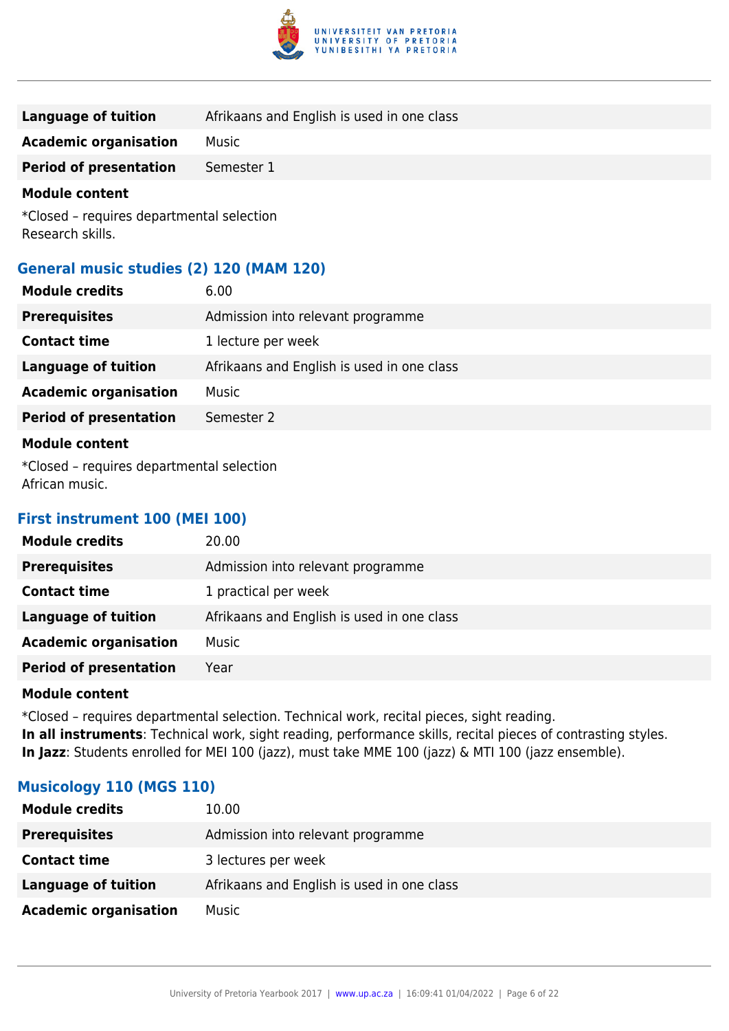| | |
|---|---|
| **Language of tuition** | Afrikaans and English is used in one class |
| **Academic organisation** | Music |
| **Period of presentation** | Semester 1 |

**Module content**

*Closed – requires departmental selection
Research skills.

### General music studies (2) 120 (MAM 120)

| | |
|---|---|
| **Module credits** | 6.00 |
| **Prerequisites** | Admission into relevant programme |
| **Contact time** | 1 lecture per week |
| **Language of tuition** | Afrikaans and English is used in one class |
| **Academic organisation** | Music |
| **Period of presentation** | Semester 2 |

**Module content**

*Closed – requires departmental selection
African music.

### First instrument 100 (MEI 100)

| | |
|---|---|
| **Module credits** | 20.00 |
| **Prerequisites** | Admission into relevant programme |
| **Contact time** | 1 practical per week |
| **Language of tuition** | Afrikaans and English is used in one class |
| **Academic organisation** | Music |
| **Period of presentation** | Year |

**Module content**

*Closed – requires departmental selection. Technical work, recital pieces, sight reading.
**In all instruments**: Technical work, sight reading, performance skills, recital pieces of contrasting styles.
**In Jazz**: Students enrolled for MEI 100 (jazz), must take MME 100 (jazz) & MTI 100 (jazz ensemble).

### Musicology 110 (MGS 110)

| | |
|---|---|
| **Module credits** | 10.00 |
| **Prerequisites** | Admission into relevant programme |
| **Contact time** | 3 lectures per week |
| **Language of tuition** | Afrikaans and English is used in one class |
| **Academic organisation** | Music |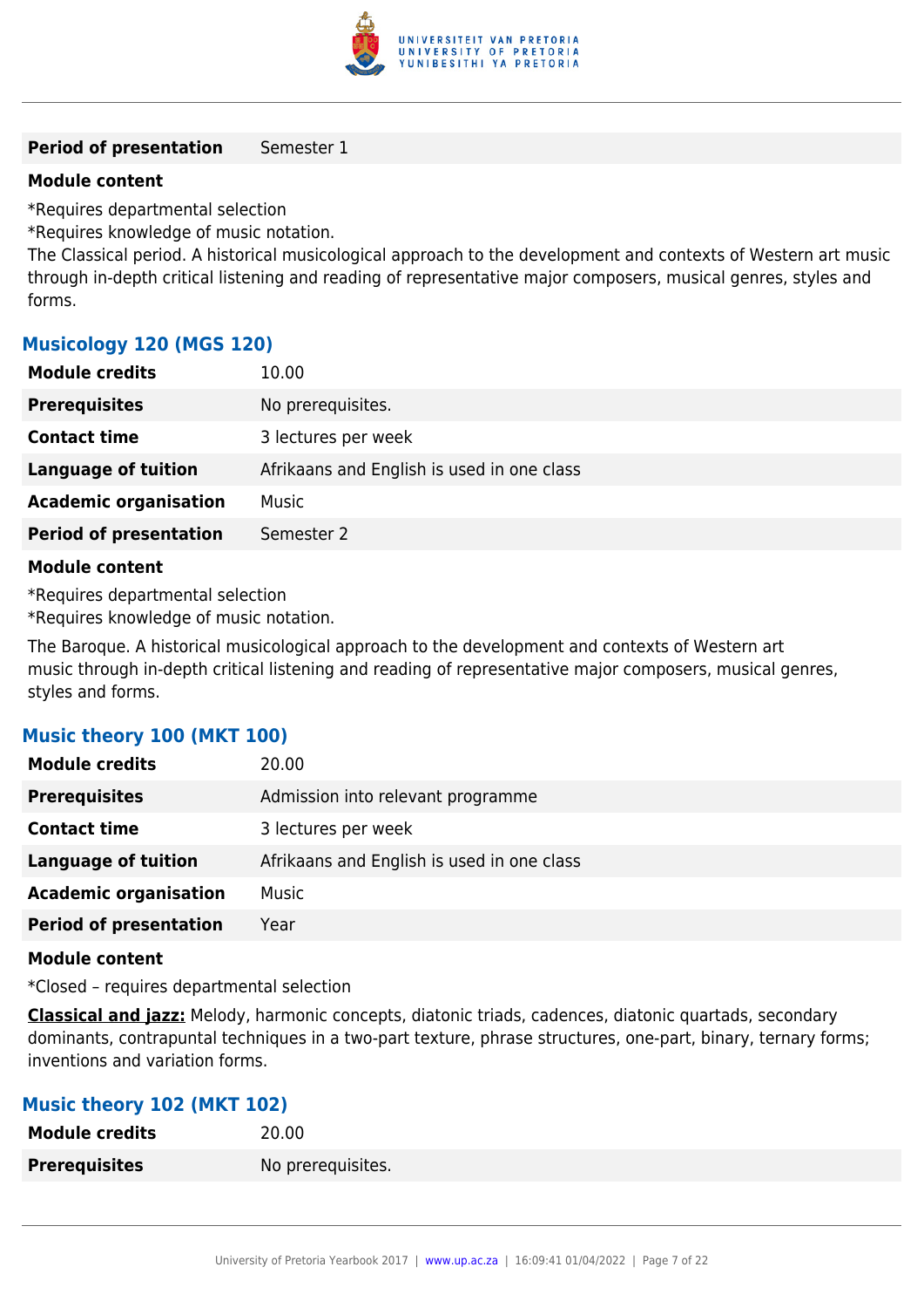| **Period of presentation** | Semester 1 |
| --- | --- |

**Module content**

*Requires departmental selection

*Requires knowledge of music notation.

The Classical period. A historical musicological approach to the development and contexts of Western art music through in-depth critical listening and reading of representative major composers, musical genres, styles and forms.

### Musicology 120 (MGS 120)

| **Module credits** | 10.00 |
| --- | --- |
| **Prerequisites** | No prerequisites. |
| **Contact time** | 3 lectures per week |
| **Language of tuition** | Afrikaans and English is used in one class |
| **Academic organisation** | Music |
| **Period of presentation** | Semester 2 |

**Module content**

*Requires departmental selection

*Requires knowledge of music notation.

The Baroque. A historical musicological approach to the development and contexts of Western art music through in-depth critical listening and reading of representative major composers, musical genres, styles and forms.

### Music theory 100 (MKT 100)

| **Module credits** | 20.00 |
| --- | --- |
| **Prerequisites** | Admission into relevant programme |
| **Contact time** | 3 lectures per week |
| **Language of tuition** | Afrikaans and English is used in one class |
| **Academic organisation** | Music |
| **Period of presentation** | Year |

**Module content**

*Closed – requires departmental selection

**Classical and jazz:** Melody, harmonic concepts, diatonic triads, cadences, diatonic quartads, secondary dominants, contrapuntal techniques in a two-part texture, phrase structures, one-part, binary, ternary forms; inventions and variation forms.

### Music theory 102 (MKT 102)

| **Module credits** | 20.00 |
| --- | --- |
| **Prerequisites** | No prerequisites. |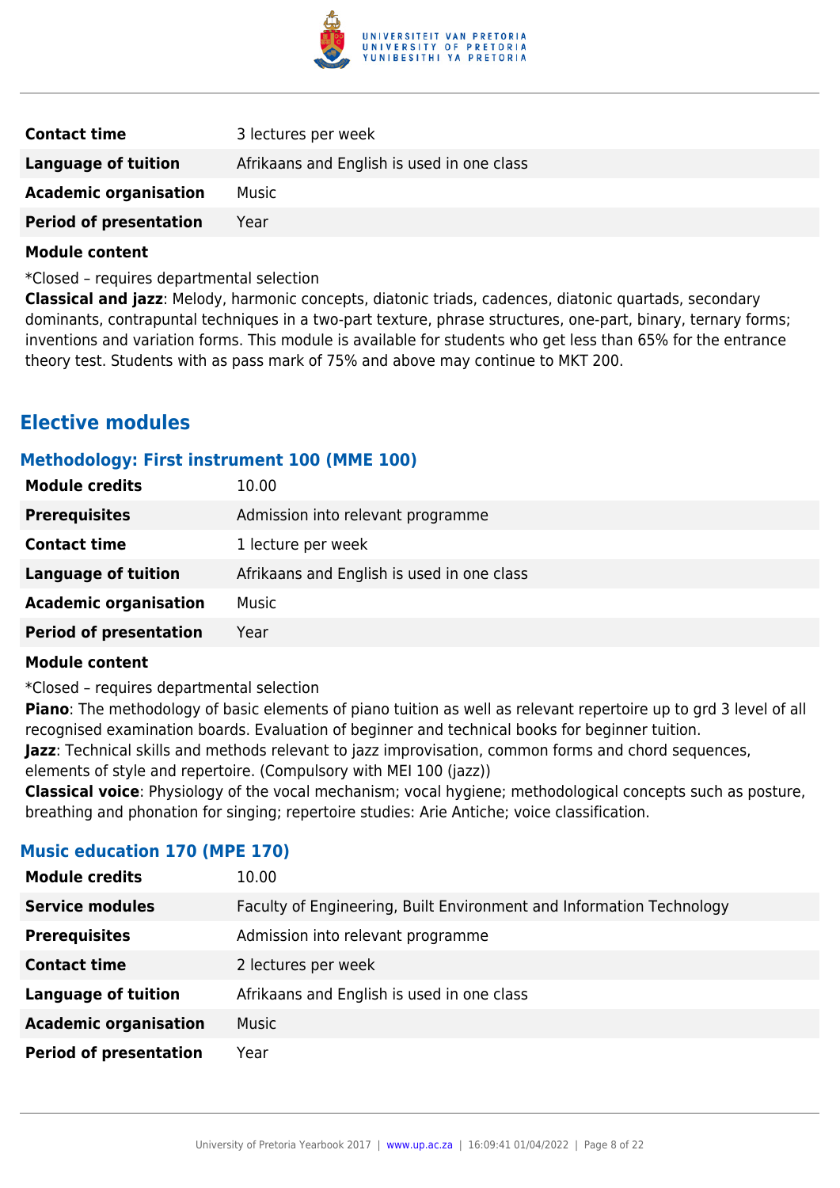| | |
|---|---|
| **Contact time** | 3 lectures per week |
| **Language of tuition** | Afrikaans and English is used in one class |
| **Academic organisation** | Music |
| **Period of presentation** | Year |

**Module content**

*Closed – requires departmental selection

**Classical and jazz**: Melody, harmonic concepts, diatonic triads, cadences, diatonic quartads, secondary dominants, contrapuntal techniques in a two-part texture, phrase structures, one-part, binary, ternary forms; inventions and variation forms. This module is available for students who get less than 65% for the entrance theory test. Students with as pass mark of 75% and above may continue to MKT 200.

## Elective modules

### Methodology: First instrument 100 (MME 100)

| | |
|---|---|
| **Module credits** | 10.00 |
| **Prerequisites** | Admission into relevant programme |
| **Contact time** | 1 lecture per week |
| **Language of tuition** | Afrikaans and English is used in one class |
| **Academic organisation** | Music |
| **Period of presentation** | Year |

**Module content**

*Closed – requires departmental selection

**Piano**: The methodology of basic elements of piano tuition as well as relevant repertoire up to grd 3 level of all recognised examination boards. Evaluation of beginner and technical books for beginner tuition.

**Jazz**: Technical skills and methods relevant to jazz improvisation, common forms and chord sequences, elements of style and repertoire. (Compulsory with MEI 100 (jazz))

**Classical voice**: Physiology of the vocal mechanism; vocal hygiene; methodological concepts such as posture, breathing and phonation for singing; repertoire studies: Arie Antiche; voice classification.

### Music education 170 (MPE 170)

| | |
|---|---|
| **Module credits** | 10.00 |
| **Service modules** | Faculty of Engineering, Built Environment and Information Technology |
| **Prerequisites** | Admission into relevant programme |
| **Contact time** | 2 lectures per week |
| **Language of tuition** | Afrikaans and English is used in one class |
| **Academic organisation** | Music |
| **Period of presentation** | Year |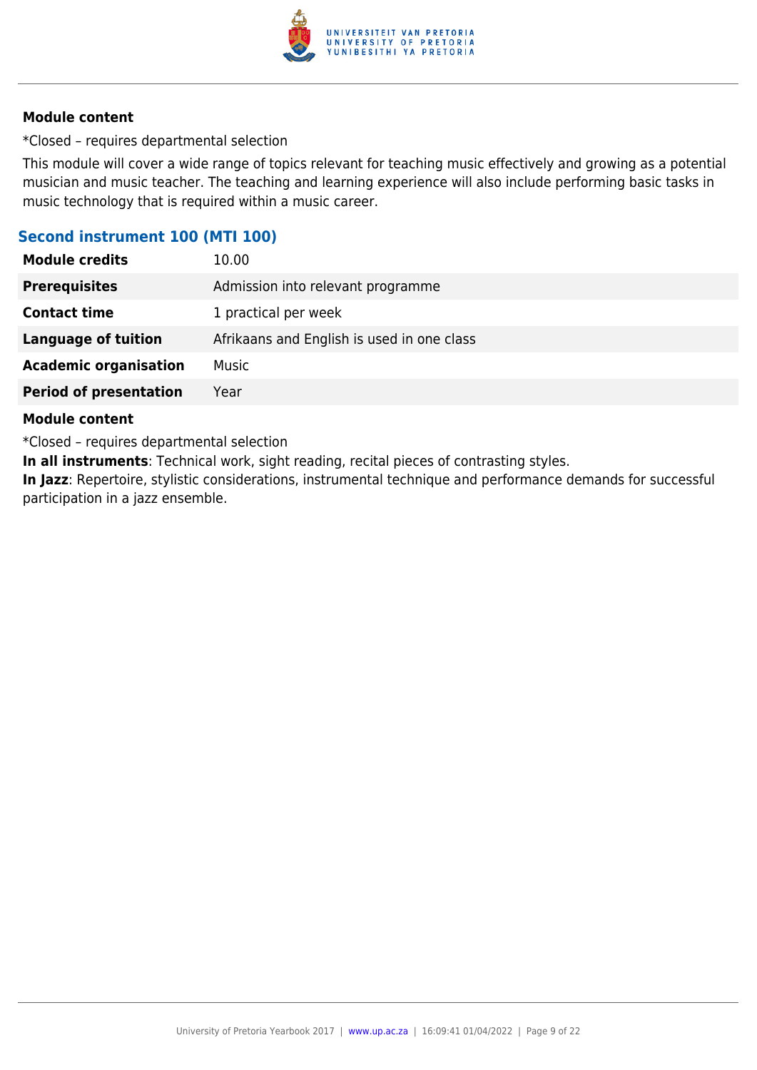#### Module content

*Closed – requires departmental selection

This module will cover a wide range of topics relevant for teaching music effectively and growing as a potential musician and music teacher. The teaching and learning experience will also include performing basic tasks in music technology that is required within a music career.

### Second instrument 100 (MTI 100)

| | |
|---|---|
| **Module credits** | 10.00 |
| **Prerequisites** | Admission into relevant programme |
| **Contact time** | 1 practical per week |
| **Language of tuition** | Afrikaans and English is used in one class |
| **Academic organisation** | Music |
| **Period of presentation** | Year |

#### Module content

*Closed – requires departmental selection

**In all instruments**: Technical work, sight reading, recital pieces of contrasting styles.

**In Jazz**: Repertoire, stylistic considerations, instrumental technique and performance demands for successful participation in a jazz ensemble.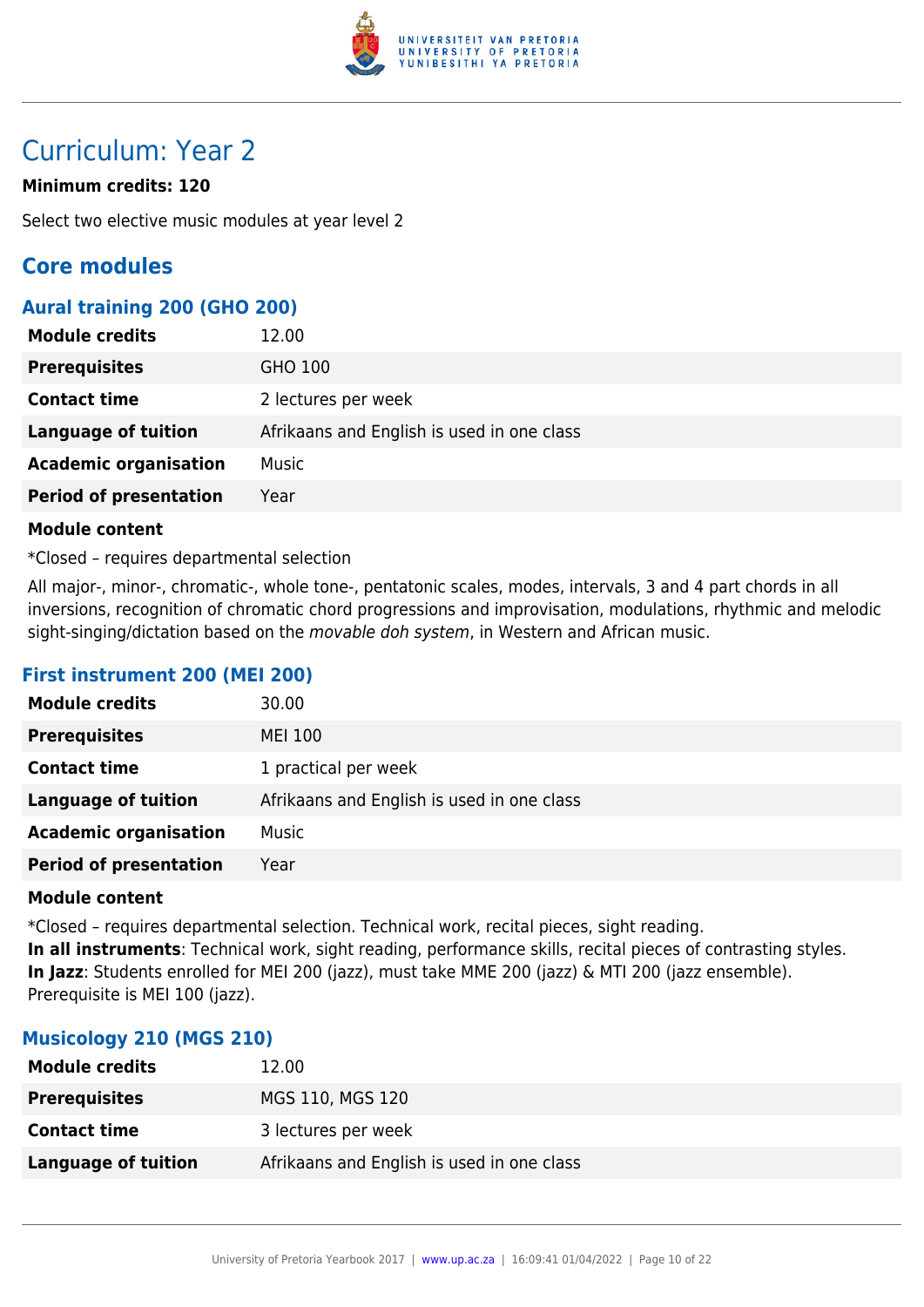# Curriculum: Year 2

**Minimum credits: 120**

Select two elective music modules at year level 2

## Core modules

### Aural training 200 (GHO 200)

| | |
|---|---|
| **Module credits** | 12.00 |
| **Prerequisites** | GHO 100 |
| **Contact time** | 2 lectures per week |
| **Language of tuition** | Afrikaans and English is used in one class |
| **Academic organisation** | Music |
| **Period of presentation** | Year |

**Module content**

*Closed – requires departmental selection

All major-, minor-, chromatic-, whole tone-, pentatonic scales, modes, intervals, 3 and 4 part chords in all inversions, recognition of chromatic chord progressions and improvisation, modulations, rhythmic and melodic sight-singing/dictation based on the *movable doh system*, in Western and African music.

### First instrument 200 (MEI 200)

| | |
|---|---|
| **Module credits** | 30.00 |
| **Prerequisites** | MEI 100 |
| **Contact time** | 1 practical per week |
| **Language of tuition** | Afrikaans and English is used in one class |
| **Academic organisation** | Music |
| **Period of presentation** | Year |

**Module content**

*Closed – requires departmental selection. Technical work, recital pieces, sight reading.
**In all instruments**: Technical work, sight reading, performance skills, recital pieces of contrasting styles.
**In Jazz**: Students enrolled for MEI 200 (jazz), must take MME 200 (jazz) & MTI 200 (jazz ensemble). Prerequisite is MEI 100 (jazz).

### Musicology 210 (MGS 210)

| | |
|---|---|
| **Module credits** | 12.00 |
| **Prerequisites** | MGS 110, MGS 120 |
| **Contact time** | 3 lectures per week |
| **Language of tuition** | Afrikaans and English is used in one class |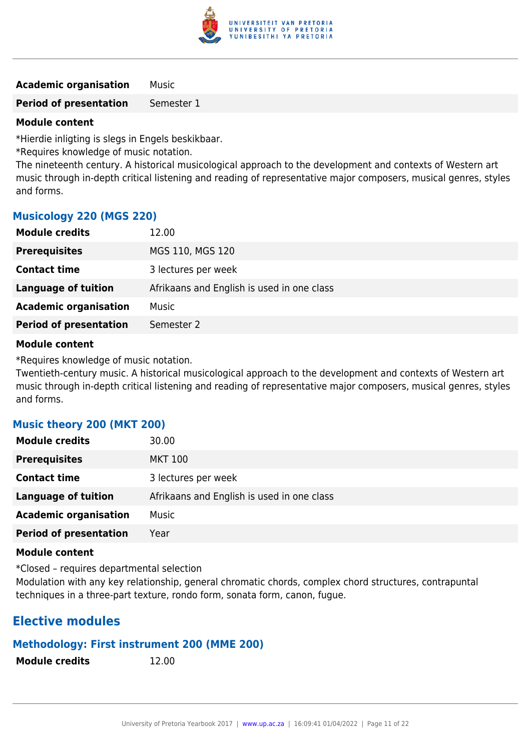| | |
|---|---|
| **Academic organisation** | Music |
| **Period of presentation** | Semester 1 |

**Module content**

*Hierdie inligting is slegs in Engels beskikbaar.
*Requires knowledge of music notation.
The nineteenth century. A historical musicological approach to the development and contexts of Western art music through in-depth critical listening and reading of representative major composers, musical genres, styles and forms.

### Musicology 220 (MGS 220)

| | |
|---|---|
| **Module credits** | 12.00 |
| **Prerequisites** | MGS 110, MGS 120 |
| **Contact time** | 3 lectures per week |
| **Language of tuition** | Afrikaans and English is used in one class |
| **Academic organisation** | Music |
| **Period of presentation** | Semester 2 |

**Module content**

*Requires knowledge of music notation.
Twentieth-century music. A historical musicological approach to the development and contexts of Western art music through in-depth critical listening and reading of representative major composers, musical genres, styles and forms.

### Music theory 200 (MKT 200)

| | |
|---|---|
| **Module credits** | 30.00 |
| **Prerequisites** | MKT 100 |
| **Contact time** | 3 lectures per week |
| **Language of tuition** | Afrikaans and English is used in one class |
| **Academic organisation** | Music |
| **Period of presentation** | Year |

**Module content**

*Closed – requires departmental selection
Modulation with any key relationship, general chromatic chords, complex chord structures, contrapuntal techniques in a three-part texture, rondo form, sonata form, canon, fugue.

## Elective modules

### Methodology: First instrument 200 (MME 200)

| | |
|---|---|
| **Module credits** | 12.00 |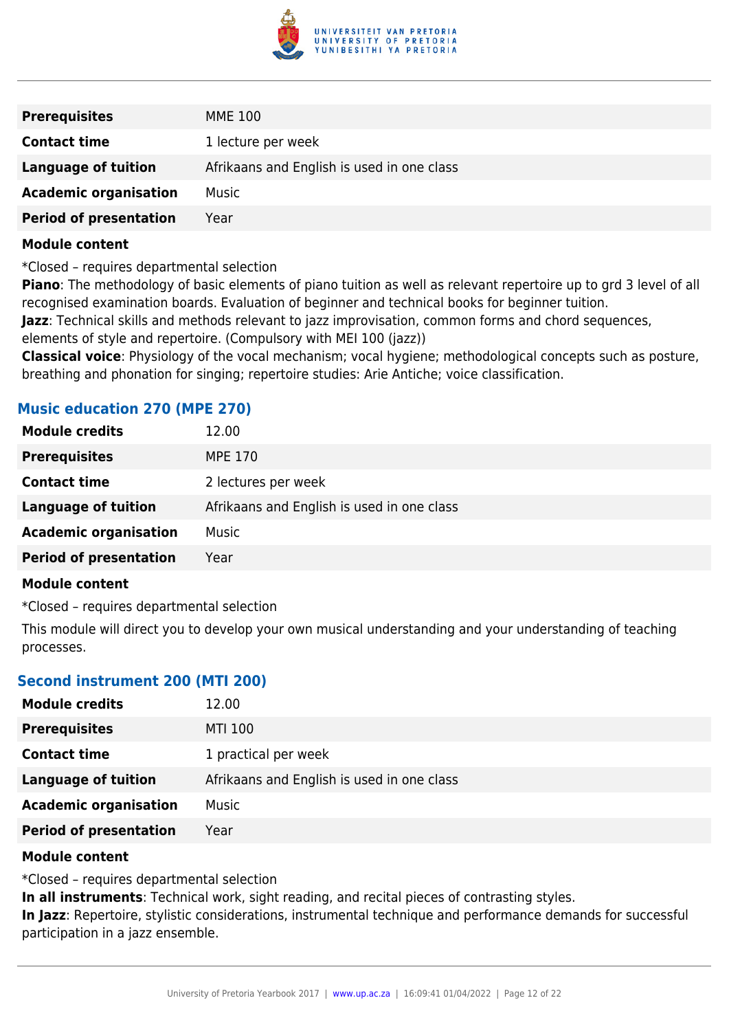| | |
|---|---|
| **Prerequisites** | MME 100 |
| **Contact time** | 1 lecture per week |
| **Language of tuition** | Afrikaans and English is used in one class |
| **Academic organisation** | Music |
| **Period of presentation** | Year |

**Module content**

*Closed – requires departmental selection

**Piano**: The methodology of basic elements of piano tuition as well as relevant repertoire up to grd 3 level of all recognised examination boards. Evaluation of beginner and technical books for beginner tuition.

**Jazz**: Technical skills and methods relevant to jazz improvisation, common forms and chord sequences, elements of style and repertoire. (Compulsory with MEI 100 (jazz))

**Classical voice**: Physiology of the vocal mechanism; vocal hygiene; methodological concepts such as posture, breathing and phonation for singing; repertoire studies: Arie Antiche; voice classification.

### Music education 270 (MPE 270)

| | |
|---|---|
| **Module credits** | 12.00 |
| **Prerequisites** | MPE 170 |
| **Contact time** | 2 lectures per week |
| **Language of tuition** | Afrikaans and English is used in one class |
| **Academic organisation** | Music |
| **Period of presentation** | Year |

**Module content**

*Closed – requires departmental selection

This module will direct you to develop your own musical understanding and your understanding of teaching processes.

### Second instrument 200 (MTI 200)

| | |
|---|---|
| **Module credits** | 12.00 |
| **Prerequisites** | MTI 100 |
| **Contact time** | 1 practical per week |
| **Language of tuition** | Afrikaans and English is used in one class |
| **Academic organisation** | Music |
| **Period of presentation** | Year |

**Module content**

*Closed – requires departmental selection

**In all instruments**: Technical work, sight reading, and recital pieces of contrasting styles.

**In Jazz**: Repertoire, stylistic considerations, instrumental technique and performance demands for successful participation in a jazz ensemble.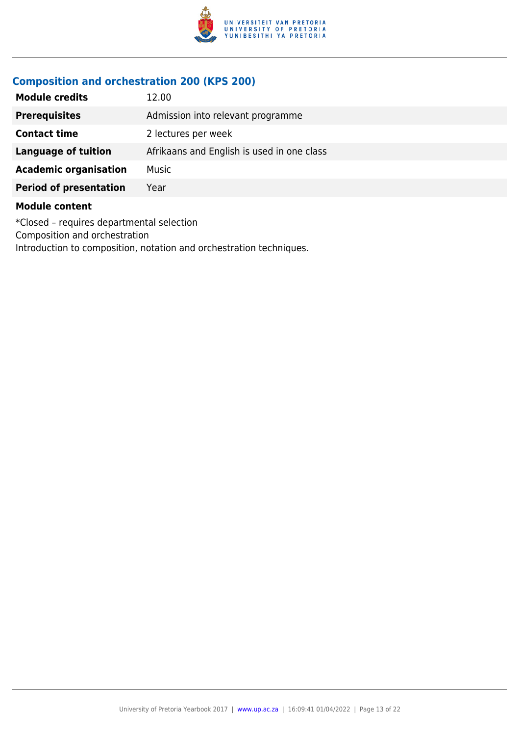## Composition and orchestration 200 (KPS 200)

| | |
|---|---|
| **Module credits** | 12.00 |
| **Prerequisites** | Admission into relevant programme |
| **Contact time** | 2 lectures per week |
| **Language of tuition** | Afrikaans and English is used in one class |
| **Academic organisation** | Music |
| **Period of presentation** | Year |

**Module content**

*Closed – requires departmental selection
Composition and orchestration
Introduction to composition, notation and orchestration techniques.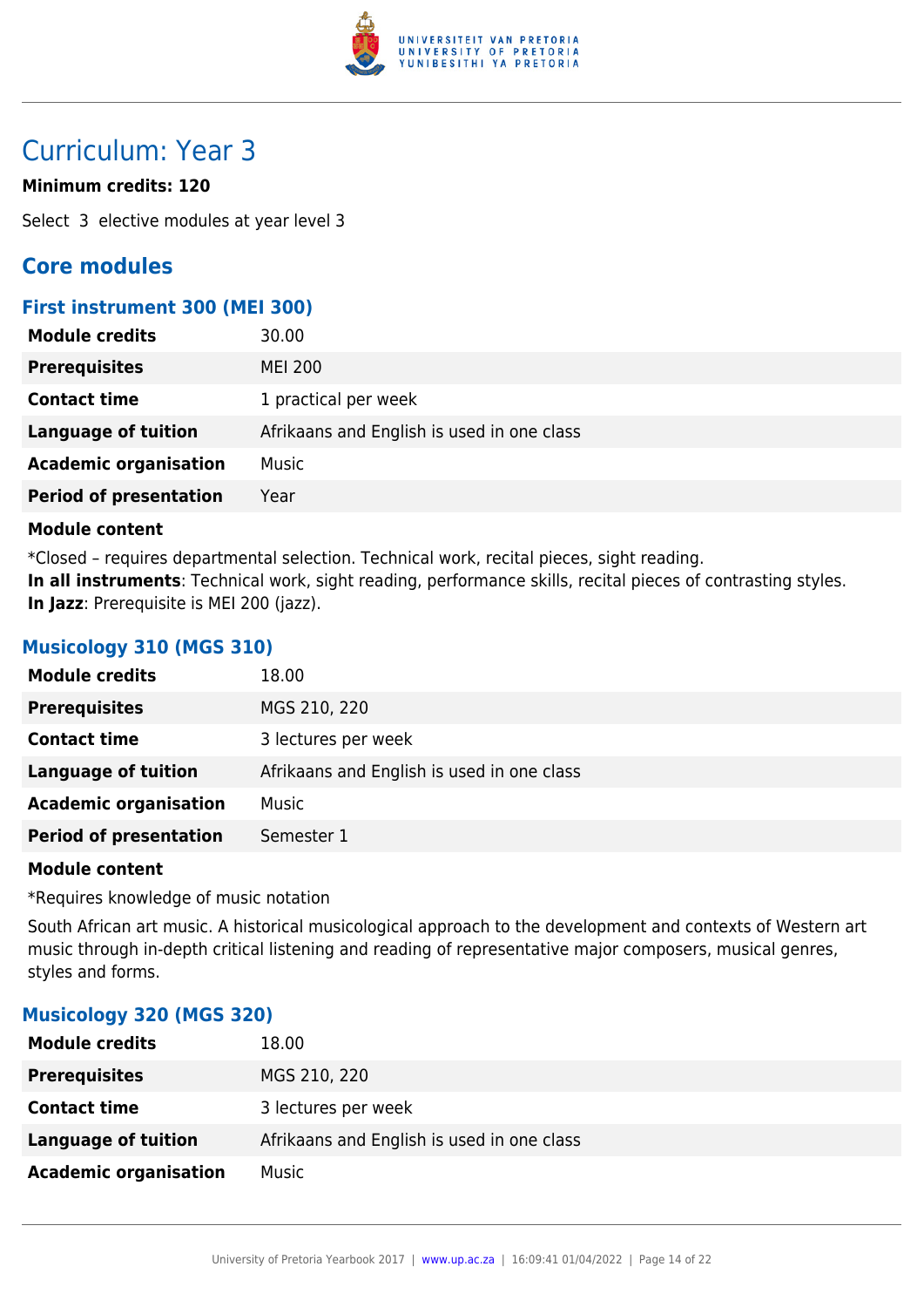# Curriculum: Year 3

**Minimum credits: 120**

Select 3 elective modules at year level 3

## Core modules

### First instrument 300 (MEI 300)

| | |
|---|---|
| **Module credits** | 30.00 |
| **Prerequisites** | MEI 200 |
| **Contact time** | 1 practical per week |
| **Language of tuition** | Afrikaans and English is used in one class |
| **Academic organisation** | Music |
| **Period of presentation** | Year |

**Module content**

*Closed – requires departmental selection. Technical work, recital pieces, sight reading.
**In all instruments**: Technical work, sight reading, performance skills, recital pieces of contrasting styles.
**In Jazz**: Prerequisite is MEI 200 (jazz).

### Musicology 310 (MGS 310)

| | |
|---|---|
| **Module credits** | 18.00 |
| **Prerequisites** | MGS 210, 220 |
| **Contact time** | 3 lectures per week |
| **Language of tuition** | Afrikaans and English is used in one class |
| **Academic organisation** | Music |
| **Period of presentation** | Semester 1 |

**Module content**

*Requires knowledge of music notation

South African art music. A historical musicological approach to the development and contexts of Western art music through in-depth critical listening and reading of representative major composers, musical genres, styles and forms.

### Musicology 320 (MGS 320)

| | |
|---|---|
| **Module credits** | 18.00 |
| **Prerequisites** | MGS 210, 220 |
| **Contact time** | 3 lectures per week |
| **Language of tuition** | Afrikaans and English is used in one class |
| **Academic organisation** | Music |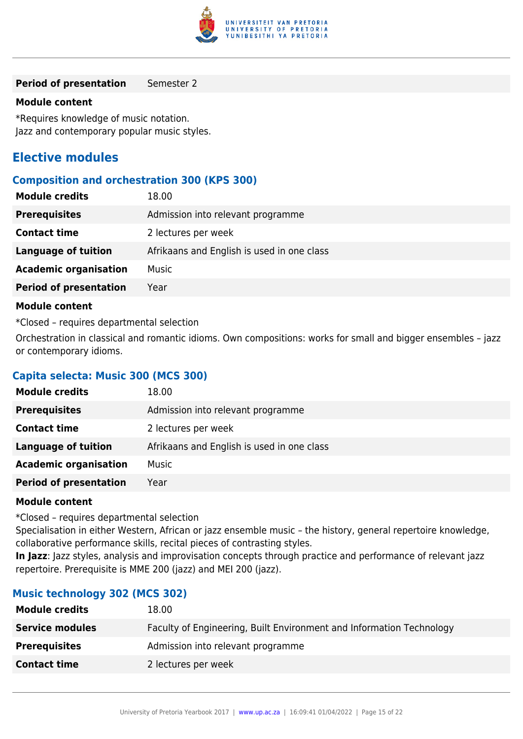| | |
|---|---|
| **Period of presentation** | Semester 2 |

**Module content**

*Requires knowledge of music notation.
Jazz and contemporary popular music styles.

## Elective modules

### Composition and orchestration 300 (KPS 300)

| | |
|---|---|
| **Module credits** | 18.00 |
| **Prerequisites** | Admission into relevant programme |
| **Contact time** | 2 lectures per week |
| **Language of tuition** | Afrikaans and English is used in one class |
| **Academic organisation** | Music |
| **Period of presentation** | Year |

**Module content**

*Closed – requires departmental selection

Orchestration in classical and romantic idioms. Own compositions: works for small and bigger ensembles – jazz or contemporary idioms.

### Capita selecta: Music 300 (MCS 300)

| | |
|---|---|
| **Module credits** | 18.00 |
| **Prerequisites** | Admission into relevant programme |
| **Contact time** | 2 lectures per week |
| **Language of tuition** | Afrikaans and English is used in one class |
| **Academic organisation** | Music |
| **Period of presentation** | Year |

**Module content**

*Closed – requires departmental selection
Specialisation in either Western, African or jazz ensemble music – the history, general repertoire knowledge, collaborative performance skills, recital pieces of contrasting styles.
**In Jazz**: Jazz styles, analysis and improvisation concepts through practice and performance of relevant jazz repertoire. Prerequisite is MME 200 (jazz) and MEI 200 (jazz).

### Music technology 302 (MCS 302)

| | |
|---|---|
| **Module credits** | 18.00 |
| **Service modules** | Faculty of Engineering, Built Environment and Information Technology |
| **Prerequisites** | Admission into relevant programme |
| **Contact time** | 2 lectures per week |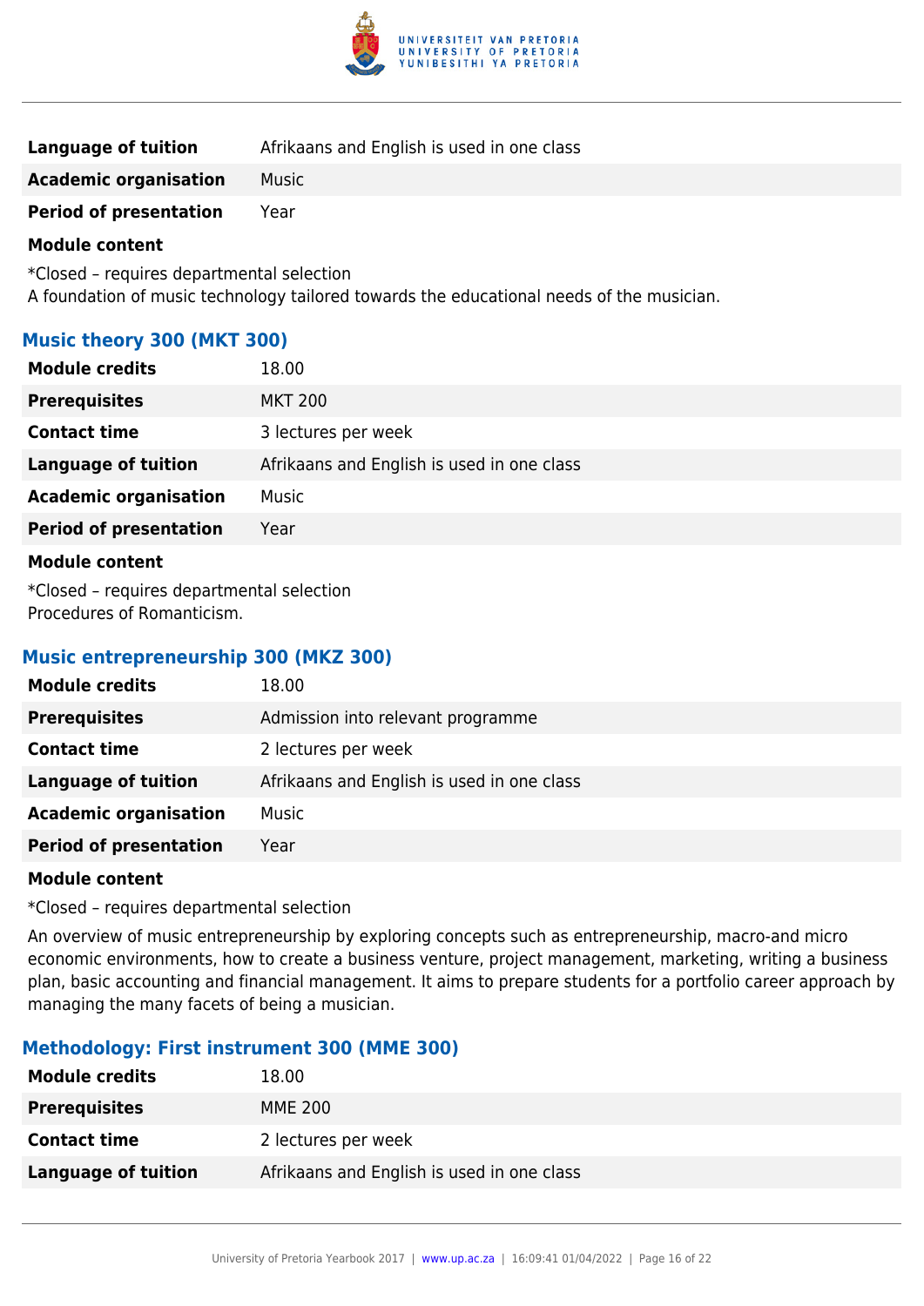| | |
|---|---|
| **Language of tuition** | Afrikaans and English is used in one class |
| **Academic organisation** | Music |
| **Period of presentation** | Year |

**Module content**

*Closed – requires departmental selection
A foundation of music technology tailored towards the educational needs of the musician.

### Music theory 300 (MKT 300)

| | |
|---|---|
| **Module credits** | 18.00 |
| **Prerequisites** | MKT 200 |
| **Contact time** | 3 lectures per week |
| **Language of tuition** | Afrikaans and English is used in one class |
| **Academic organisation** | Music |
| **Period of presentation** | Year |

**Module content**

*Closed – requires departmental selection
Procedures of Romanticism.

### Music entrepreneurship 300 (MKZ 300)

| | |
|---|---|
| **Module credits** | 18.00 |
| **Prerequisites** | Admission into relevant programme |
| **Contact time** | 2 lectures per week |
| **Language of tuition** | Afrikaans and English is used in one class |
| **Academic organisation** | Music |
| **Period of presentation** | Year |

**Module content**

*Closed – requires departmental selection

An overview of music entrepreneurship by exploring concepts such as entrepreneurship, macro-and micro economic environments, how to create a business venture, project management, marketing, writing a business plan, basic accounting and financial management. It aims to prepare students for a portfolio career approach by managing the many facets of being a musician.

### Methodology: First instrument 300 (MME 300)

| | |
|---|---|
| **Module credits** | 18.00 |
| **Prerequisites** | MME 200 |
| **Contact time** | 2 lectures per week |
| **Language of tuition** | Afrikaans and English is used in one class |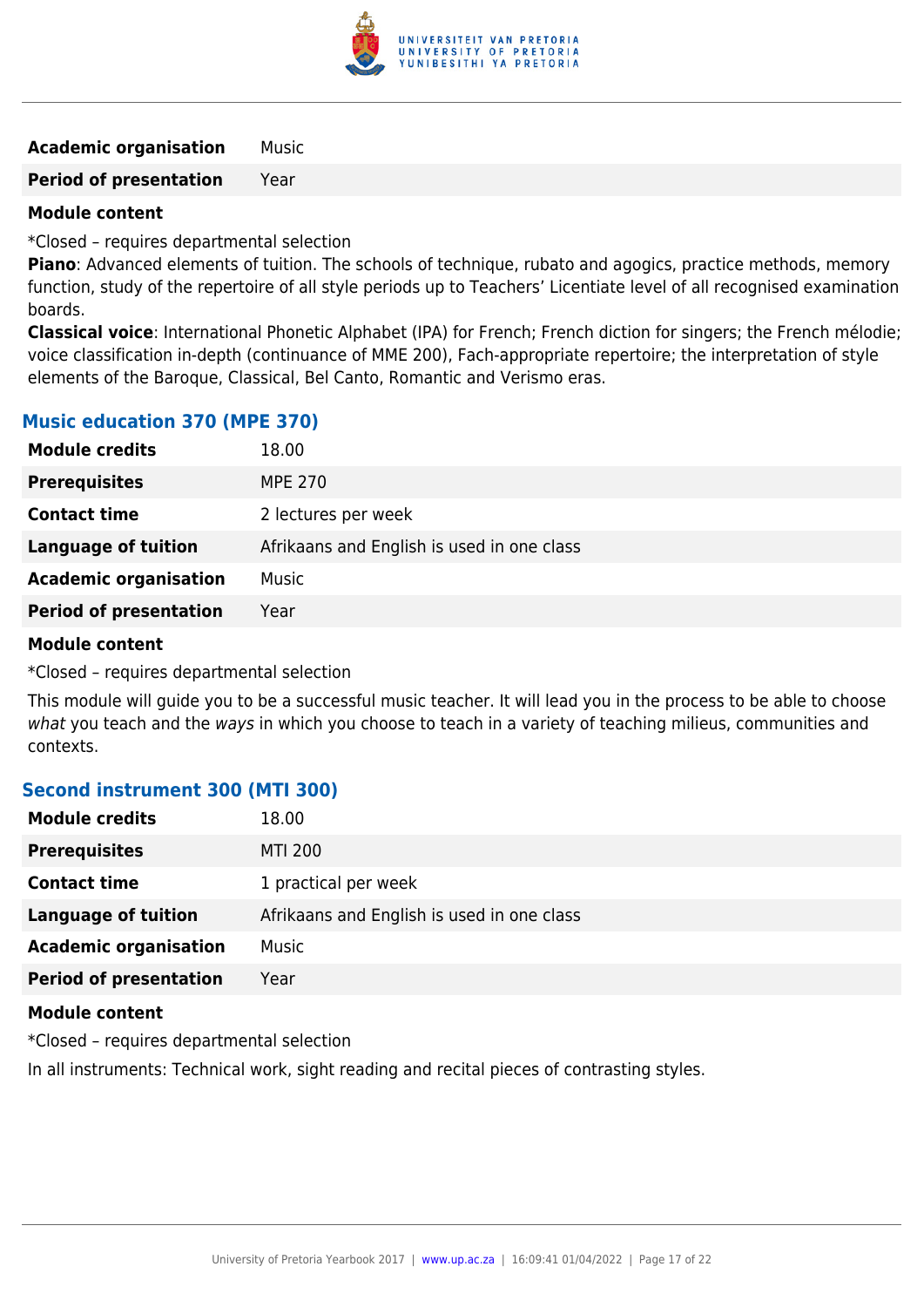| | |
|---|---|
| **Academic organisation** | Music |
| **Period of presentation** | Year |

**Module content**

*Closed – requires departmental selection

**Piano**: Advanced elements of tuition. The schools of technique, rubato and agogics, practice methods, memory function, study of the repertoire of all style periods up to Teachers' Licentiate level of all recognised examination boards.

**Classical voice**: International Phonetic Alphabet (IPA) for French; French diction for singers; the French mélodie; voice classification in-depth (continuance of MME 200), Fach-appropriate repertoire; the interpretation of style elements of the Baroque, Classical, Bel Canto, Romantic and Verismo eras.

### Music education 370 (MPE 370)

| | |
|---|---|
| **Module credits** | 18.00 |
| **Prerequisites** | MPE 270 |
| **Contact time** | 2 lectures per week |
| **Language of tuition** | Afrikaans and English is used in one class |
| **Academic organisation** | Music |
| **Period of presentation** | Year |

**Module content**

*Closed – requires departmental selection

This module will guide you to be a successful music teacher. It will lead you in the process to be able to choose *what* you teach and the *ways* in which you choose to teach in a variety of teaching milieus, communities and contexts.

### Second instrument 300 (MTI 300)

| | |
|---|---|
| **Module credits** | 18.00 |
| **Prerequisites** | MTI 200 |
| **Contact time** | 1 practical per week |
| **Language of tuition** | Afrikaans and English is used in one class |
| **Academic organisation** | Music |
| **Period of presentation** | Year |

**Module content**

*Closed – requires departmental selection

In all instruments: Technical work, sight reading and recital pieces of contrasting styles.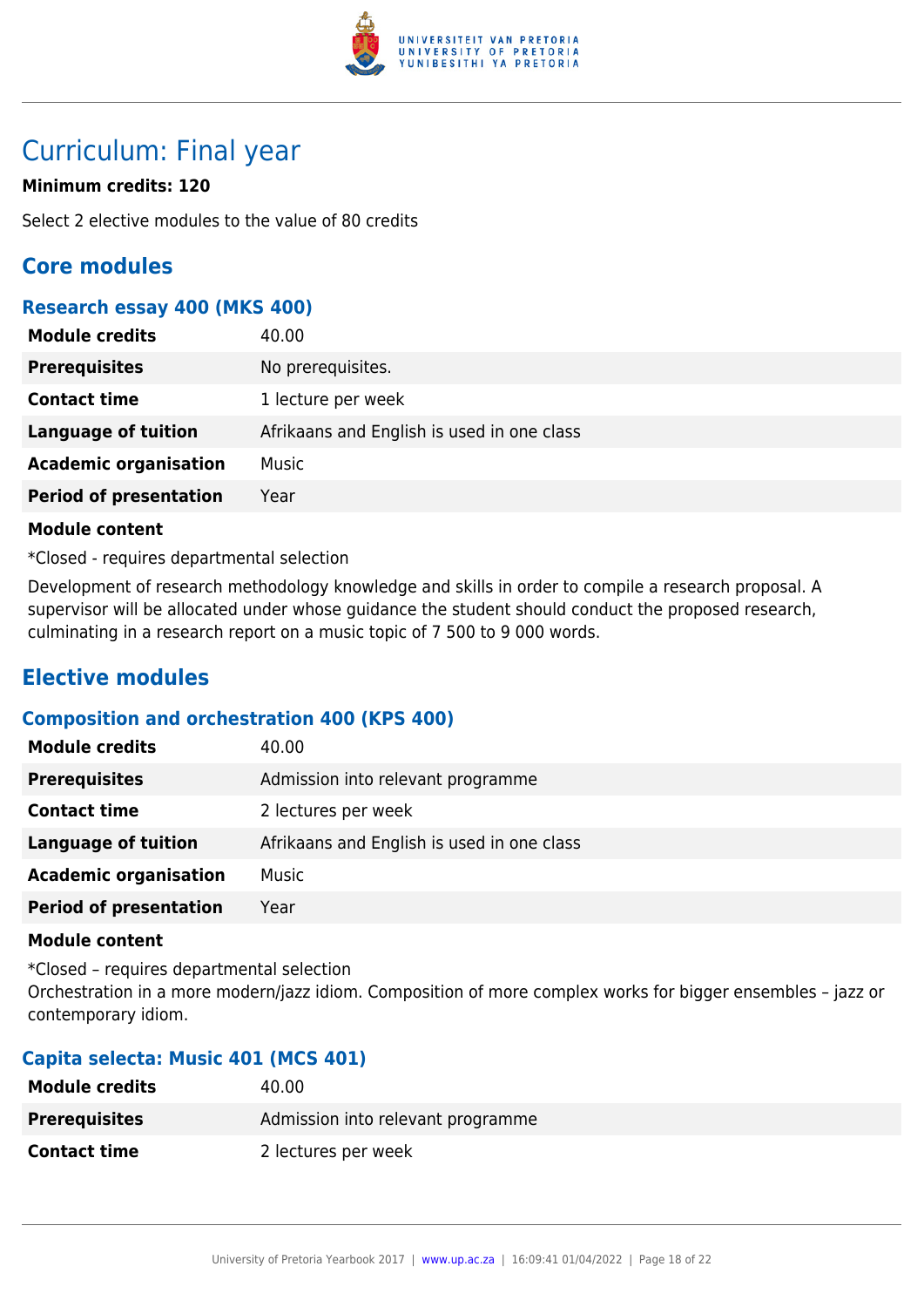# Curriculum: Final year

**Minimum credits: 120**

Select 2 elective modules to the value of 80 credits

## Core modules

### Research essay 400 (MKS 400)

| | |
|---|---|
| **Module credits** | 40.00 |
| **Prerequisites** | No prerequisites. |
| **Contact time** | 1 lecture per week |
| **Language of tuition** | Afrikaans and English is used in one class |
| **Academic organisation** | Music |
| **Period of presentation** | Year |

**Module content**

*Closed - requires departmental selection

Development of research methodology knowledge and skills in order to compile a research proposal. A supervisor will be allocated under whose guidance the student should conduct the proposed research, culminating in a research report on a music topic of 7 500 to 9 000 words.

## Elective modules

### Composition and orchestration 400 (KPS 400)

| | |
|---|---|
| **Module credits** | 40.00 |
| **Prerequisites** | Admission into relevant programme |
| **Contact time** | 2 lectures per week |
| **Language of tuition** | Afrikaans and English is used in one class |
| **Academic organisation** | Music |
| **Period of presentation** | Year |

**Module content**

*Closed – requires departmental selection
Orchestration in a more modern/jazz idiom. Composition of more complex works for bigger ensembles – jazz or contemporary idiom.

### Capita selecta: Music 401 (MCS 401)

| | |
|---|---|
| **Module credits** | 40.00 |
| **Prerequisites** | Admission into relevant programme |
| **Contact time** | 2 lectures per week |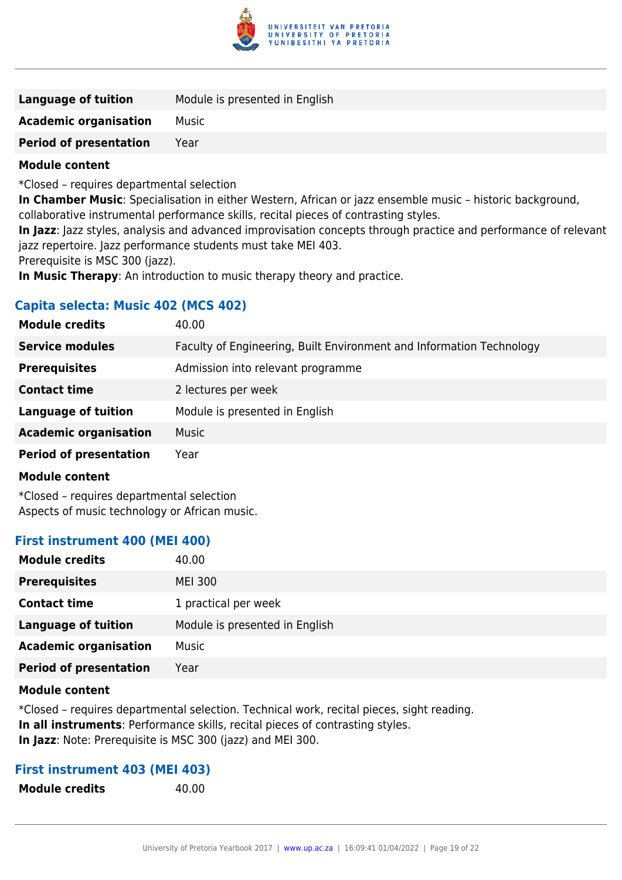| | |
|---|---|
| **Language of tuition** | Module is presented in English |
| **Academic organisation** | Music |
| **Period of presentation** | Year |

**Module content**

*Closed – requires departmental selection

**In Chamber Music**: Specialisation in either Western, African or jazz ensemble music – historic background, collaborative instrumental performance skills, recital pieces of contrasting styles.

**In Jazz**: Jazz styles, analysis and advanced improvisation concepts through practice and performance of relevant jazz repertoire. Jazz performance students must take MEI 403.

Prerequisite is MSC 300 (jazz).

**In Music Therapy**: An introduction to music therapy theory and practice.

### Capita selecta: Music 402 (MCS 402)

| | |
|---|---|
| **Module credits** | 40.00 |
| **Service modules** | Faculty of Engineering, Built Environment and Information Technology |
| **Prerequisites** | Admission into relevant programme |
| **Contact time** | 2 lectures per week |
| **Language of tuition** | Module is presented in English |
| **Academic organisation** | Music |
| **Period of presentation** | Year |

**Module content**

*Closed – requires departmental selection

Aspects of music technology or African music.

### First instrument 400 (MEI 400)

| | |
|---|---|
| **Module credits** | 40.00 |
| **Prerequisites** | MEI 300 |
| **Contact time** | 1 practical per week |
| **Language of tuition** | Module is presented in English |
| **Academic organisation** | Music |
| **Period of presentation** | Year |

**Module content**

*Closed – requires departmental selection. Technical work, recital pieces, sight reading.

**In all instruments**: Performance skills, recital pieces of contrasting styles.

**In Jazz**: Note: Prerequisite is MSC 300 (jazz) and MEI 300.

### First instrument 403 (MEI 403)

| | |
|---|---|
| **Module credits** | 40.00 |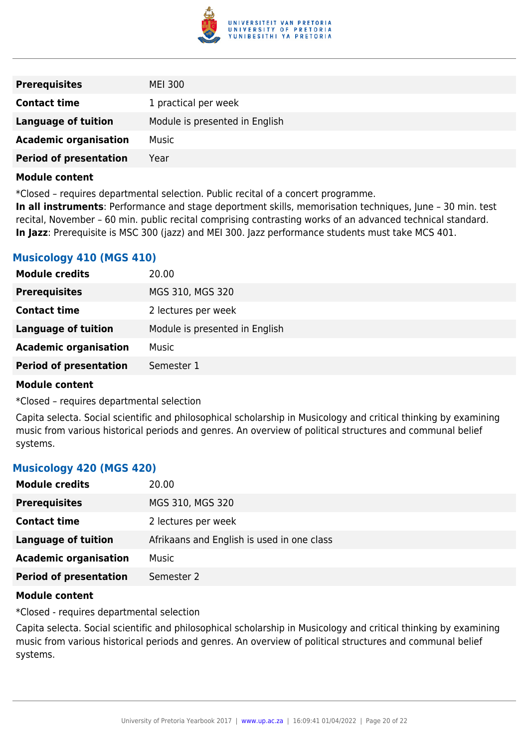| | |
|---|---|
| **Prerequisites** | MEI 300 |
| **Contact time** | 1 practical per week |
| **Language of tuition** | Module is presented in English |
| **Academic organisation** | Music |
| **Period of presentation** | Year |

**Module content**

*Closed – requires departmental selection. Public recital of a concert programme.
**In all instruments**: Performance and stage deportment skills, memorisation techniques, June – 30 min. test recital, November – 60 min. public recital comprising contrasting works of an advanced technical standard.
**In Jazz**: Prerequisite is MSC 300 (jazz) and MEI 300. Jazz performance students must take MCS 401.

### Musicology 410 (MGS 410)

| | |
|---|---|
| **Module credits** | 20.00 |
| **Prerequisites** | MGS 310, MGS 320 |
| **Contact time** | 2 lectures per week |
| **Language of tuition** | Module is presented in English |
| **Academic organisation** | Music |
| **Period of presentation** | Semester 1 |

**Module content**

*Closed – requires departmental selection

Capita selecta. Social scientific and philosophical scholarship in Musicology and critical thinking by examining music from various historical periods and genres. An overview of political structures and communal belief systems.

### Musicology 420 (MGS 420)

| | |
|---|---|
| **Module credits** | 20.00 |
| **Prerequisites** | MGS 310, MGS 320 |
| **Contact time** | 2 lectures per week |
| **Language of tuition** | Afrikaans and English is used in one class |
| **Academic organisation** | Music |
| **Period of presentation** | Semester 2 |

**Module content**

*Closed - requires departmental selection

Capita selecta. Social scientific and philosophical scholarship in Musicology and critical thinking by examining music from various historical periods and genres. An overview of political structures and communal belief systems.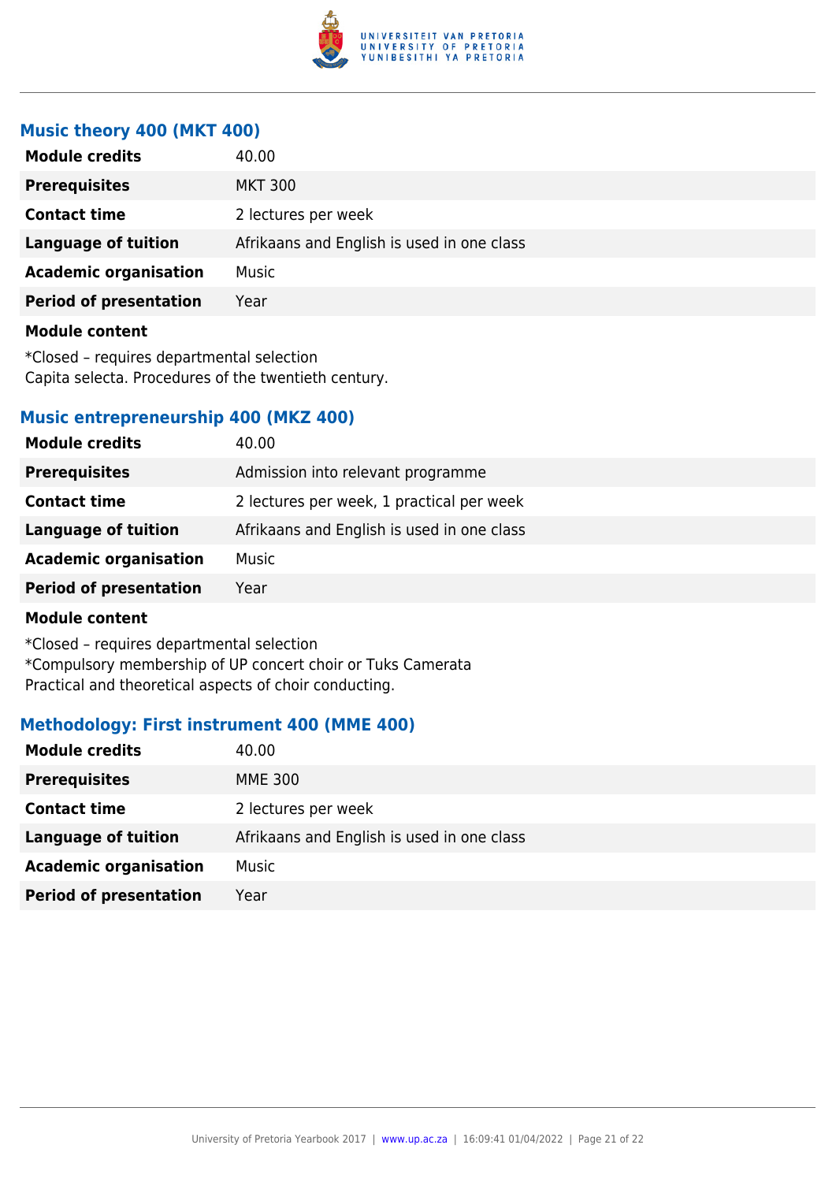### Music theory 400 (MKT 400)

| | |
|---|---|
| **Module credits** | 40.00 |
| **Prerequisites** | MKT 300 |
| **Contact time** | 2 lectures per week |
| **Language of tuition** | Afrikaans and English is used in one class |
| **Academic organisation** | Music |
| **Period of presentation** | Year |

**Module content**

*Closed – requires departmental selection
Capita selecta. Procedures of the twentieth century.

### Music entrepreneurship 400 (MKZ 400)

| | |
|---|---|
| **Module credits** | 40.00 |
| **Prerequisites** | Admission into relevant programme |
| **Contact time** | 2 lectures per week, 1 practical per week |
| **Language of tuition** | Afrikaans and English is used in one class |
| **Academic organisation** | Music |
| **Period of presentation** | Year |

**Module content**

*Closed – requires departmental selection
*Compulsory membership of UP concert choir or Tuks Camerata
Practical and theoretical aspects of choir conducting.

### Methodology: First instrument 400 (MME 400)

| | |
|---|---|
| **Module credits** | 40.00 |
| **Prerequisites** | MME 300 |
| **Contact time** | 2 lectures per week |
| **Language of tuition** | Afrikaans and English is used in one class |
| **Academic organisation** | Music |
| **Period of presentation** | Year |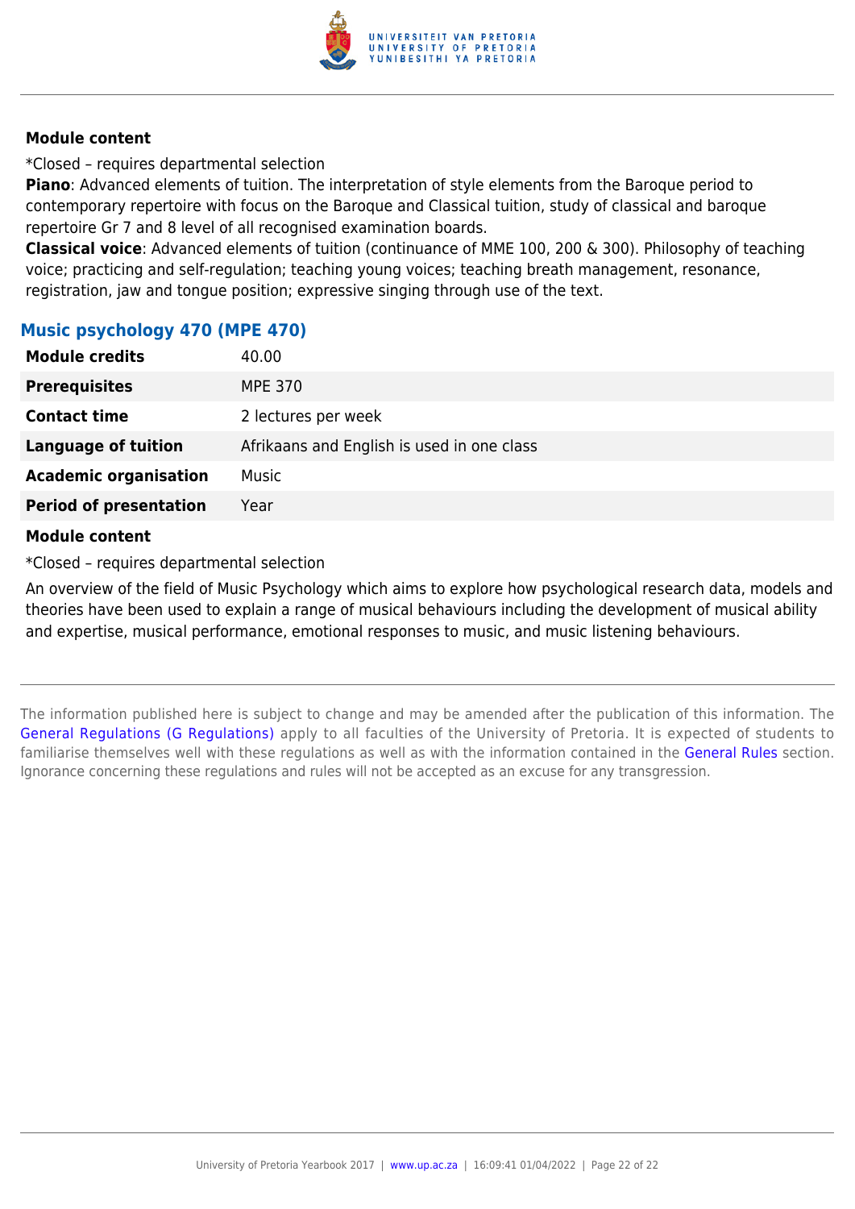**Module content**

*Closed – requires departmental selection

**Piano**: Advanced elements of tuition. The interpretation of style elements from the Baroque period to contemporary repertoire with focus on the Baroque and Classical tuition, study of classical and baroque repertoire Gr 7 and 8 level of all recognised examination boards.

**Classical voice**: Advanced elements of tuition (continuance of MME 100, 200 & 300). Philosophy of teaching voice; practicing and self-regulation; teaching young voices; teaching breath management, resonance, registration, jaw and tongue position; expressive singing through use of the text.

### Music psychology 470 (MPE 470)

| | |
|---|---|
| **Module credits** | 40.00 |
| **Prerequisites** | MPE 370 |
| **Contact time** | 2 lectures per week |
| **Language of tuition** | Afrikaans and English is used in one class |
| **Academic organisation** | Music |
| **Period of presentation** | Year |

**Module content**

*Closed – requires departmental selection

An overview of the field of Music Psychology which aims to explore how psychological research data, models and theories have been used to explain a range of musical behaviours including the development of musical ability and expertise, musical performance, emotional responses to music, and music listening behaviours.

---

The information published here is subject to change and may be amended after the publication of this information. The General Regulations (G Regulations) apply to all faculties of the University of Pretoria. It is expected of students to familiarise themselves well with these regulations as well as with the information contained in the General Rules section. Ignorance concerning these regulations and rules will not be accepted as an excuse for any transgression.